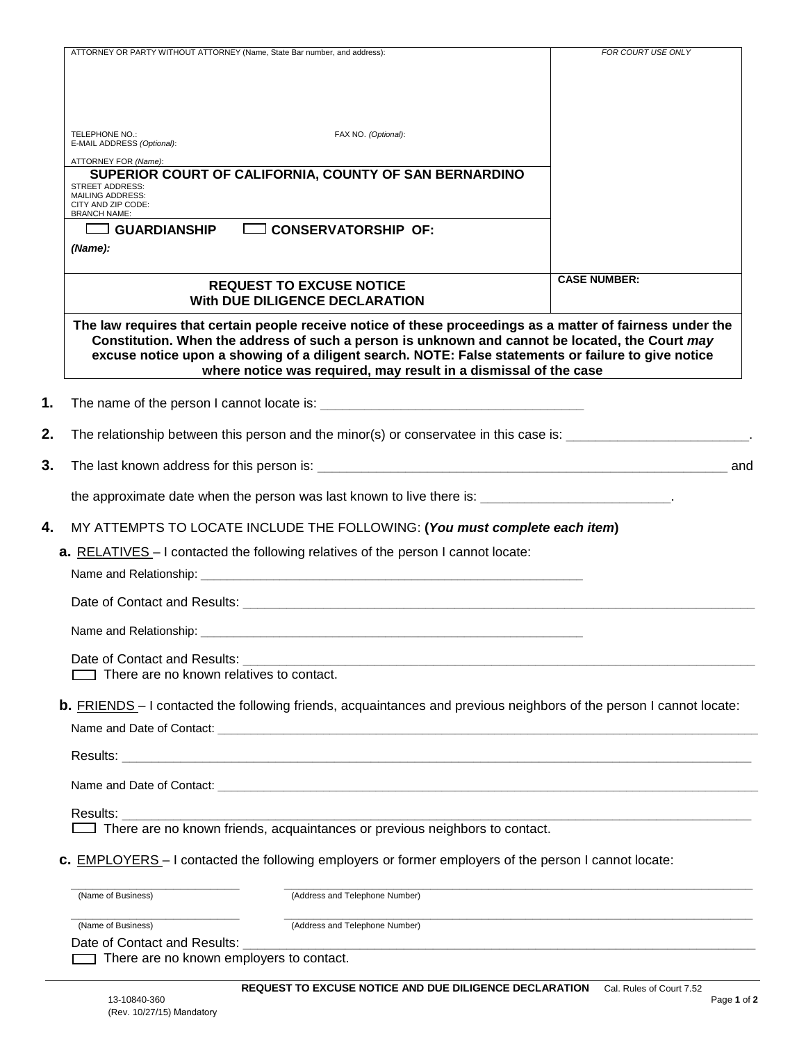ATTORNEY OR PARTY WITHOUT ATTORNEY (Name, State Bar number, and address):

TELEPHONE NO.: FAX NO. *(Optional)*:
E-MAIL ADDRESS *(Optional)*:
ATTORNEY FOR *(Name)*:

*FOR COURT USE ONLY*

**SUPERIOR COURT OF CALIFORNIA, COUNTY OF SAN BERNARDINO**

STREET ADDRESS:
MAILING ADDRESS:
CITY AND ZIP CODE:
BRANCH NAME:

☐ **GUARDIANSHIP** ☐ **CONSERVATORSHIP OF:**

***(Name):***

**CASE NUMBER:**

**REQUEST TO EXCUSE NOTICE**
**With DUE DILIGENCE DECLARATION**

**The law requires that certain people receive notice of these proceedings as a matter of fairness under the Constitution. When the address of such a person is unknown and cannot be located, the Court *may* excuse notice upon a showing of a diligent search. NOTE: False statements or failure to give notice where notice was required, may result in a dismissal of the case**

**1.** The name of the person I cannot locate is: ____________________________________

**2.** The relationship between this person and the minor(s) or conservatee in this case is: ________________________.

**3.** The last known address for this person is: __________________________________________________________ and

the approximate date when the person was last known to live there is: _________________________.

**4.** MY ATTEMPTS TO LOCATE INCLUDE THE FOLLOWING: (***You must complete each item***)

**a.** RELATIVES – I contacted the following relatives of the person I cannot locate:

Name and Relationship: __________________________________________________________

Date of Contact and Results: __________________________________________________________________________

Name and Relationship: __________________________________________________________

Date of Contact and Results: __________________________________________________________________________

☐ There are no known relatives to contact.

**b.** FRIENDS – I contacted the following friends, acquaintances and previous neighbors of the person I cannot locate:

Name and Date of Contact: ______________________________________________________________________________

Results: ______________________________________________________________________________________________

Name and Date of Contact: ______________________________________________________________________________

Results: ______________________________________________________________________________________________

☐ There are no known friends, acquaintances or previous neighbors to contact.

**c.** EMPLOYERS – I contacted the following employers or former employers of the person I cannot locate:

__________________________ ________________________________________________________________
(Name of Business) (Address and Telephone Number)

__________________________ ________________________________________________________________
(Name of Business) (Address and Telephone Number)

Date of Contact and Results: __________________________________________________________________________

☐ There are no known employers to contact.

**REQUEST TO EXCUSE NOTICE AND DUE DILIGENCE DECLARATION** Cal. Rules of Court 7.52

13-10840-360
(Rev. 10/27/15) Mandatory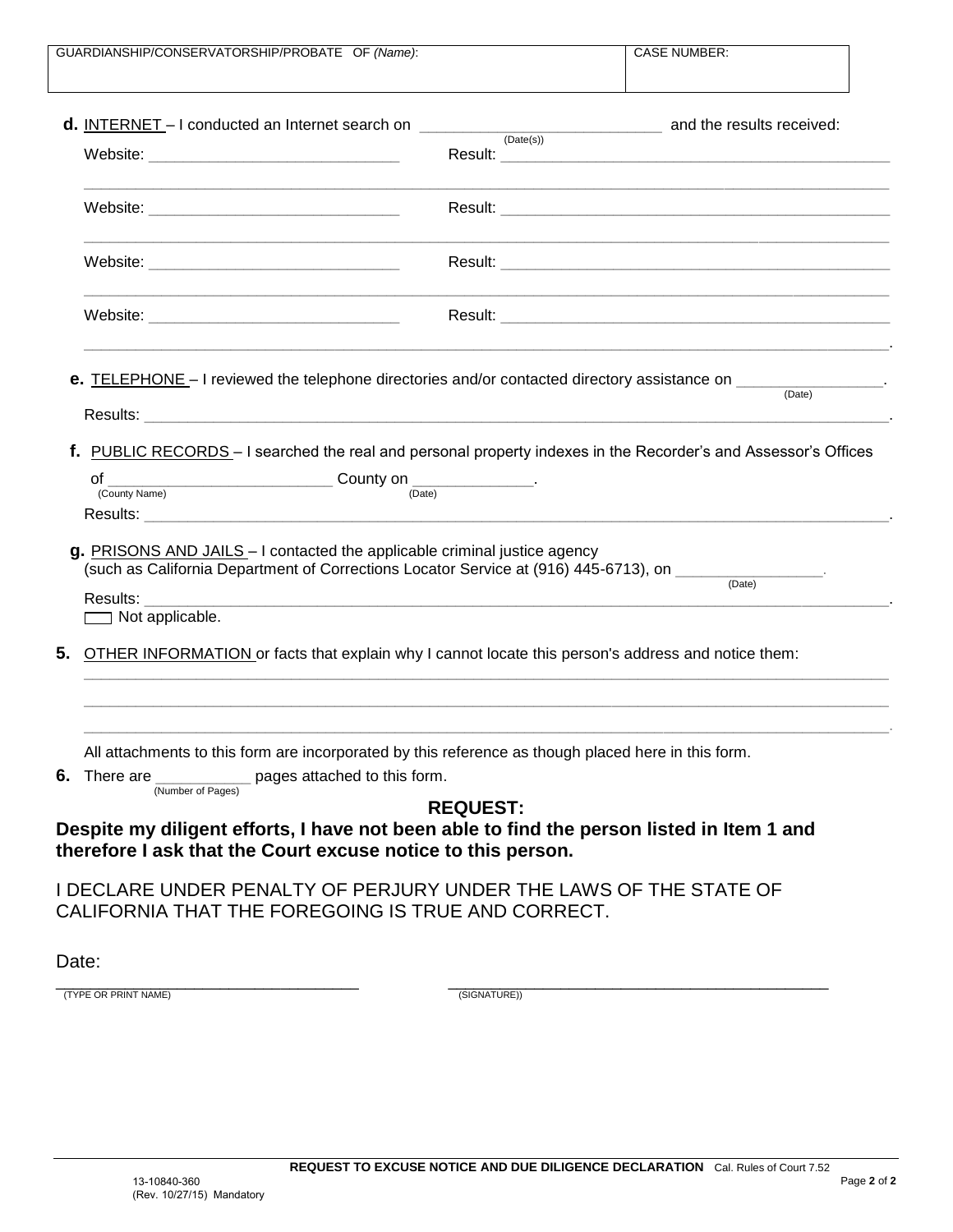| GUARDIANSHIP/CONSERVATORSHIP/PROBATE OF *(Name)*: | CASE NUMBER: |
|---|---|
| | |

**d.** INTERNET – I conducted an Internet search on ______________________ (Date(s)) and the results received:

Website: ______________________ Result: ______________________________________

_____________________________________________________________________________

Website: ______________________ Result: ______________________________________

_____________________________________________________________________________

Website: ______________________ Result: ______________________________________

_____________________________________________________________________________

Website: ______________________ Result: ______________________________________

_____________________________________________________________________________.

**e.** TELEPHONE – I reviewed the telephone directories and/or contacted directory assistance on ______________ (Date).

Results: _____________________________________________________________________.

**f.** PUBLIC RECORDS – I searched the real and personal property indexes in the Recorder's and Assessor's Offices of ____________________ (County Name) County on ____________ (Date).

Results: _____________________________________________________________________.

**g.** PRISONS AND JAILS – I contacted the applicable criminal justice agency (such as California Department of Corrections Locator Service at (916) 445-6713), on ______________ (Date).

Results: _____________________________________________________________________.

☐ Not applicable.

**5.** OTHER INFORMATION or facts that explain why I cannot locate this person's address and notice them:

_____________________________________________________________________________

_____________________________________________________________________________

_____________________________________________________________________________.

All attachments to this form are incorporated by this reference as though placed here in this form.

**6.** There are __________ (Number of Pages) pages attached to this form.

## REQUEST:

**Despite my diligent efforts, I have not been able to find the person listed in Item 1 and therefore I ask that the Court excuse notice to this person.**

I DECLARE UNDER PENALTY OF PERJURY UNDER THE LAWS OF THE STATE OF CALIFORNIA THAT THE FOREGOING IS TRUE AND CORRECT.

Date:

______________________________ (TYPE OR PRINT NAME) ______________________________ (SIGNATURE))

**REQUEST TO EXCUSE NOTICE AND DUE DILIGENCE DECLARATION** Cal. Rules of Court 7.52

13-10840-360
(Rev. 10/27/15) Mandatory